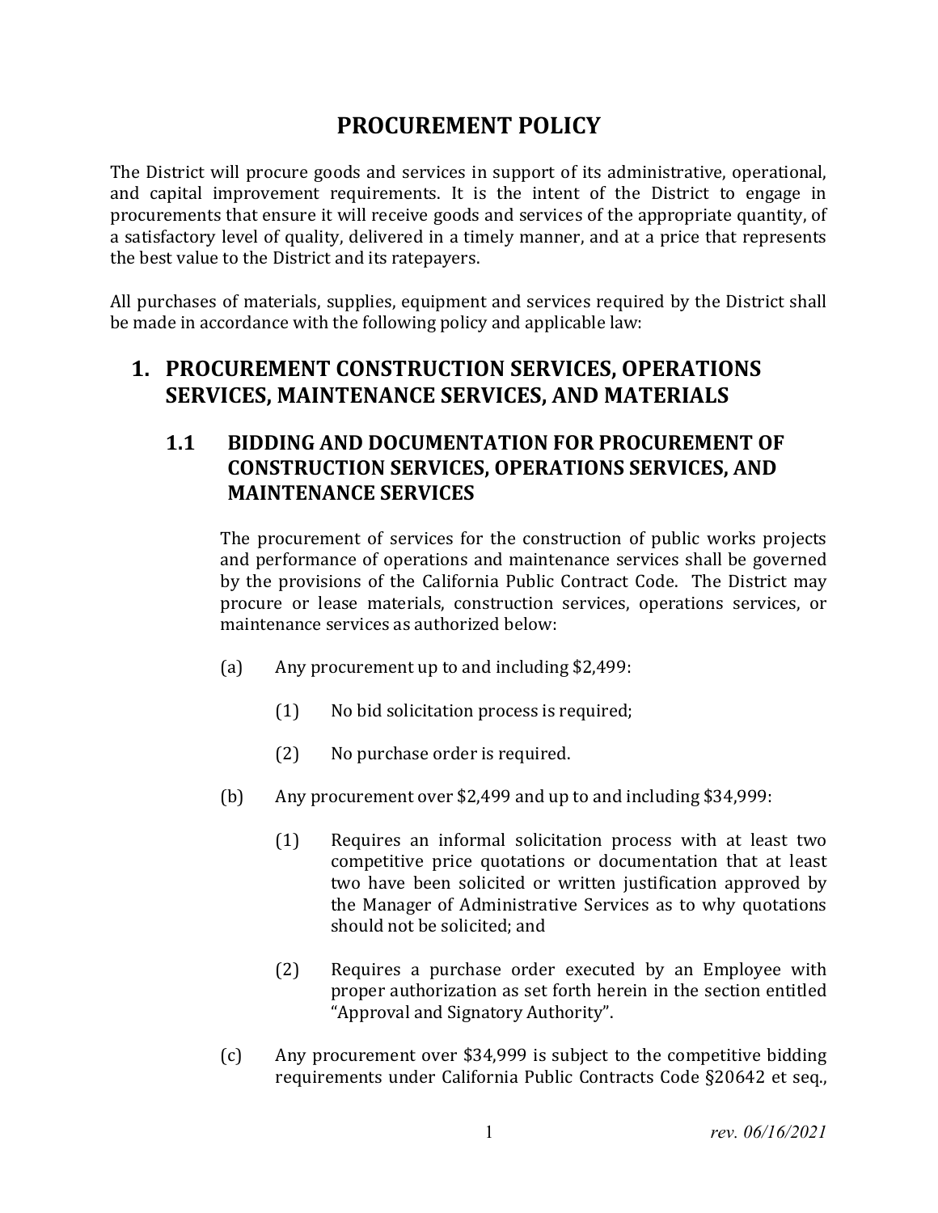# PROCUREMENT POLICY

The District will procure goods and services in support of its administrative, operational, and capital improvement requirements. It is the intent of the District to engage in procurements that ensure it will receive goods and services of the appropriate quantity, of a satisfactory level of quality, delivered in a timely manner, and at a price that represents the best value to the District and its ratepayers.

All purchases of materials, supplies, equipment and services required by the District shall be made in accordance with the following policy and applicable law:

## 1. PROCUREMENT CONSTRUCTION SERVICES, OPERATIONS SERVICES, MAINTENANCE SERVICES, AND MATERIALS

### 1.1 BIDDING AND DOCUMENTATION FOR PROCUREMENT OF CONSTRUCTION SERVICES, OPERATIONS SERVICES, AND MAINTENANCE SERVICES

The procurement of services for the construction of public works projects and performance of operations and maintenance services shall be governed by the provisions of the California Public Contract Code. The District may procure or lease materials, construction services, operations services, or maintenance services as authorized below:

(a) Any procurement up to and including $2,499:

(1) No bid solicitation process is required;

(2) No purchase order is required.

(b) Any procurement over $2,499 and up to and including $34,999:

(1) Requires an informal solicitation process with at least two competitive price quotations or documentation that at least two have been solicited or written justification approved by the Manager of Administrative Services as to why quotations should not be solicited; and

(2) Requires a purchase order executed by an Employee with proper authorization as set forth herein in the section entitled "Approval and Signatory Authority".

(c) Any procurement over $34,999 is subject to the competitive bidding requirements under California Public Contracts Code §20642 et seq.,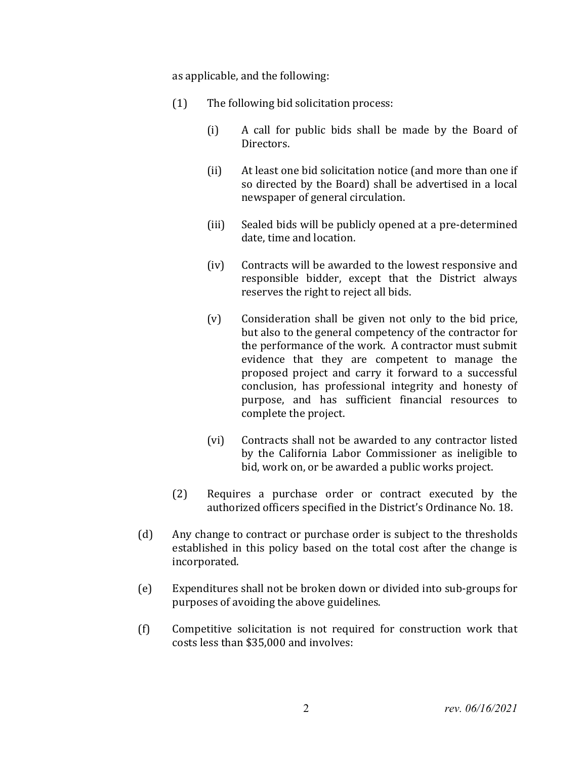as applicable, and the following:

(1) The following bid solicitation process:

(i) A call for public bids shall be made by the Board of Directors.

(ii) At least one bid solicitation notice (and more than one if so directed by the Board) shall be advertised in a local newspaper of general circulation.

(iii) Sealed bids will be publicly opened at a pre-determined date, time and location.

(iv) Contracts will be awarded to the lowest responsive and responsible bidder, except that the District always reserves the right to reject all bids.

(v) Consideration shall be given not only to the bid price, but also to the general competency of the contractor for the performance of the work. A contractor must submit evidence that they are competent to manage the proposed project and carry it forward to a successful conclusion, has professional integrity and honesty of purpose, and has sufficient financial resources to complete the project.

(vi) Contracts shall not be awarded to any contractor listed by the California Labor Commissioner as ineligible to bid, work on, or be awarded a public works project.

(2) Requires a purchase order or contract executed by the authorized officers specified in the District's Ordinance No. 18.

(d) Any change to contract or purchase order is subject to the thresholds established in this policy based on the total cost after the change is incorporated.

(e) Expenditures shall not be broken down or divided into sub-groups for purposes of avoiding the above guidelines.

(f) Competitive solicitation is not required for construction work that costs less than $35,000 and involves: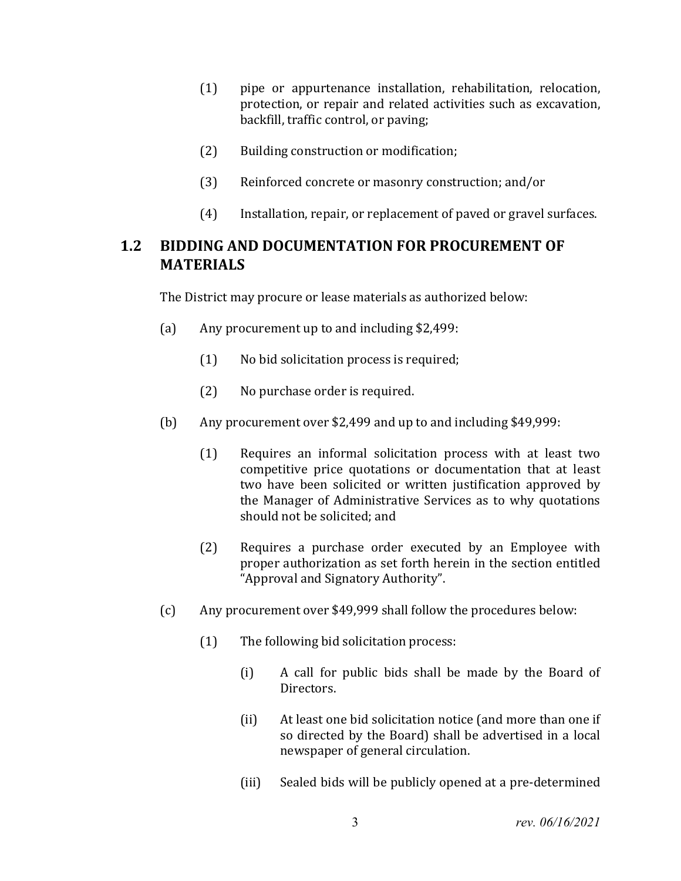(1) pipe or appurtenance installation, rehabilitation, relocation, protection, or repair and related activities such as excavation, backfill, traffic control, or paving;

(2) Building construction or modification;

(3) Reinforced concrete or masonry construction; and/or

(4) Installation, repair, or replacement of paved or gravel surfaces.

## 1.2 BIDDING AND DOCUMENTATION FOR PROCUREMENT OF MATERIALS

The District may procure or lease materials as authorized below:

(a) Any procurement up to and including $2,499:

(1) No bid solicitation process is required;

(2) No purchase order is required.

(b) Any procurement over $2,499 and up to and including $49,999:

(1) Requires an informal solicitation process with at least two competitive price quotations or documentation that at least two have been solicited or written justification approved by the Manager of Administrative Services as to why quotations should not be solicited; and

(2) Requires a purchase order executed by an Employee with proper authorization as set forth herein in the section entitled "Approval and Signatory Authority".

(c) Any procurement over $49,999 shall follow the procedures below:

(1) The following bid solicitation process:

(i) A call for public bids shall be made by the Board of Directors.

(ii) At least one bid solicitation notice (and more than one if so directed by the Board) shall be advertised in a local newspaper of general circulation.

(iii) Sealed bids will be publicly opened at a pre-determined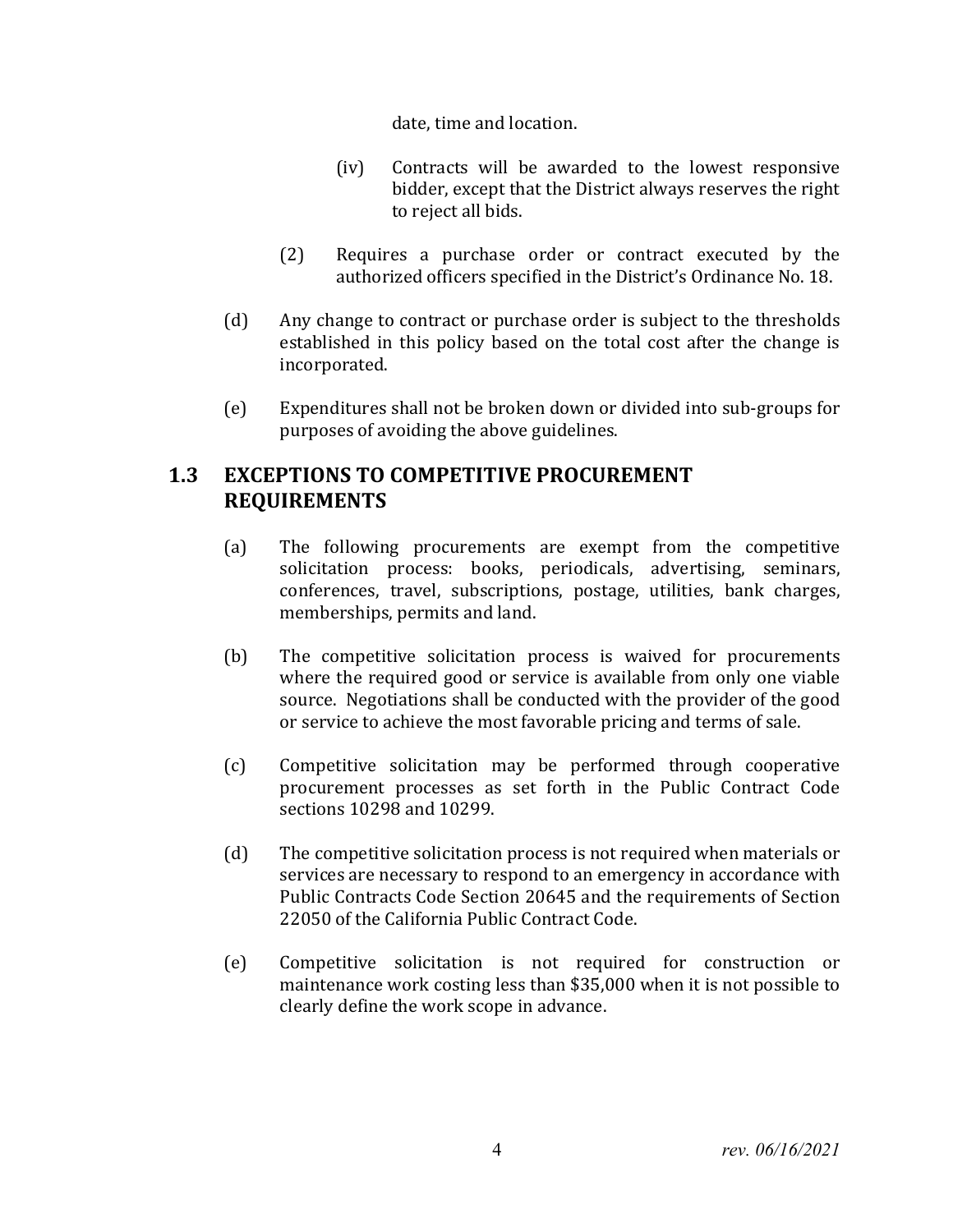date, time and location.

(iv) Contracts will be awarded to the lowest responsive bidder, except that the District always reserves the right to reject all bids.

(2) Requires a purchase order or contract executed by the authorized officers specified in the District's Ordinance No. 18.

(d) Any change to contract or purchase order is subject to the thresholds established in this policy based on the total cost after the change is incorporated.

(e) Expenditures shall not be broken down or divided into sub-groups for purposes of avoiding the above guidelines.

## 1.3 EXCEPTIONS TO COMPETITIVE PROCUREMENT REQUIREMENTS

(a) The following procurements are exempt from the competitive solicitation process: books, periodicals, advertising, seminars, conferences, travel, subscriptions, postage, utilities, bank charges, memberships, permits and land.

(b) The competitive solicitation process is waived for procurements where the required good or service is available from only one viable source. Negotiations shall be conducted with the provider of the good or service to achieve the most favorable pricing and terms of sale.

(c) Competitive solicitation may be performed through cooperative procurement processes as set forth in the Public Contract Code sections 10298 and 10299.

(d) The competitive solicitation process is not required when materials or services are necessary to respond to an emergency in accordance with Public Contracts Code Section 20645 and the requirements of Section 22050 of the California Public Contract Code.

(e) Competitive solicitation is not required for construction or maintenance work costing less than $35,000 when it is not possible to clearly define the work scope in advance.

*rev. 06/16/2021*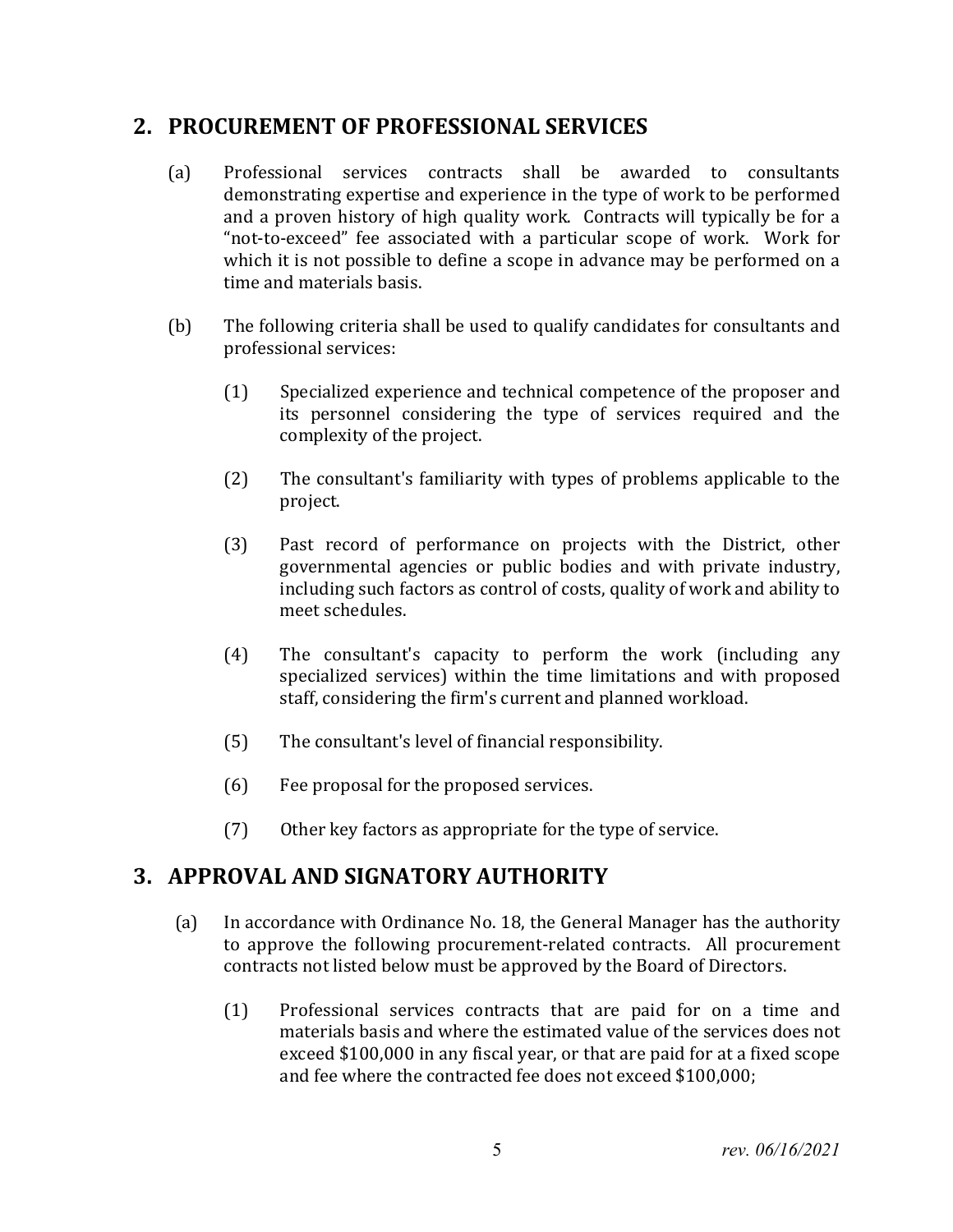## 2. PROCUREMENT OF PROFESSIONAL SERVICES

(a) Professional services contracts shall be awarded to consultants demonstrating expertise and experience in the type of work to be performed and a proven history of high quality work. Contracts will typically be for a "not-to-exceed" fee associated with a particular scope of work. Work for which it is not possible to define a scope in advance may be performed on a time and materials basis.

(b) The following criteria shall be used to qualify candidates for consultants and professional services:

(1) Specialized experience and technical competence of the proposer and its personnel considering the type of services required and the complexity of the project.

(2) The consultant's familiarity with types of problems applicable to the project.

(3) Past record of performance on projects with the District, other governmental agencies or public bodies and with private industry, including such factors as control of costs, quality of work and ability to meet schedules.

(4) The consultant's capacity to perform the work (including any specialized services) within the time limitations and with proposed staff, considering the firm's current and planned workload.

(5) The consultant's level of financial responsibility.

(6) Fee proposal for the proposed services.

(7) Other key factors as appropriate for the type of service.

## 3. APPROVAL AND SIGNATORY AUTHORITY

(a) In accordance with Ordinance No. 18, the General Manager has the authority to approve the following procurement-related contracts. All procurement contracts not listed below must be approved by the Board of Directors.

(1) Professional services contracts that are paid for on a time and materials basis and where the estimated value of the services does not exceed $100,000 in any fiscal year, or that are paid for at a fixed scope and fee where the contracted fee does not exceed $100,000;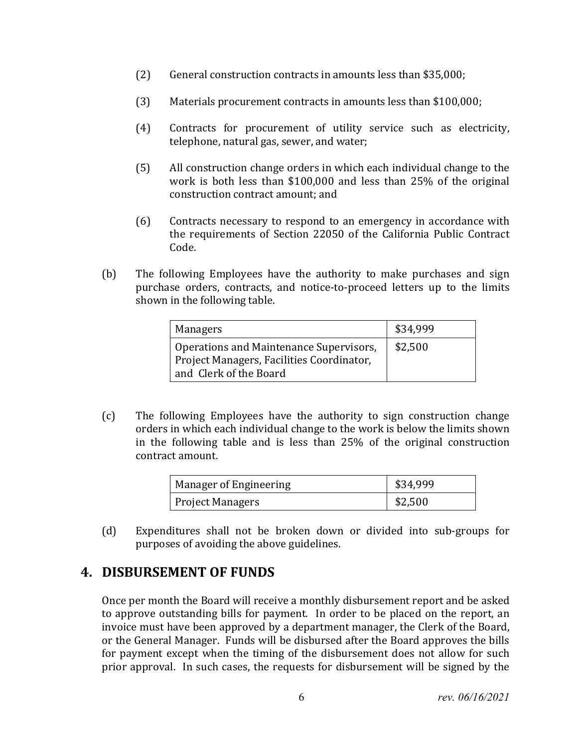(2) General construction contracts in amounts less than $35,000;

(3) Materials procurement contracts in amounts less than $100,000;

(4) Contracts for procurement of utility service such as electricity, telephone, natural gas, sewer, and water;

(5) All construction change orders in which each individual change to the work is both less than $100,000 and less than 25% of the original construction contract amount; and

(6) Contracts necessary to respond to an emergency in accordance with the requirements of Section 22050 of the California Public Contract Code.

(b) The following Employees have the authority to make purchases and sign purchase orders, contracts, and notice-to-proceed letters up to the limits shown in the following table.

| Managers | $34,999 |
|---|---|
| Operations and Maintenance Supervisors, Project Managers, Facilities Coordinator, and Clerk of the Board | $2,500 |

(c) The following Employees have the authority to sign construction change orders in which each individual change to the work is below the limits shown in the following table and is less than 25% of the original construction contract amount.

| Manager of Engineering | $34,999 |
|---|---|
| Project Managers | $2,500 |

(d) Expenditures shall not be broken down or divided into sub-groups for purposes of avoiding the above guidelines.

## 4. DISBURSEMENT OF FUNDS

Once per month the Board will receive a monthly disbursement report and be asked to approve outstanding bills for payment. In order to be placed on the report, an invoice must have been approved by a department manager, the Clerk of the Board, or the General Manager. Funds will be disbursed after the Board approves the bills for payment except when the timing of the disbursement does not allow for such prior approval. In such cases, the requests for disbursement will be signed by the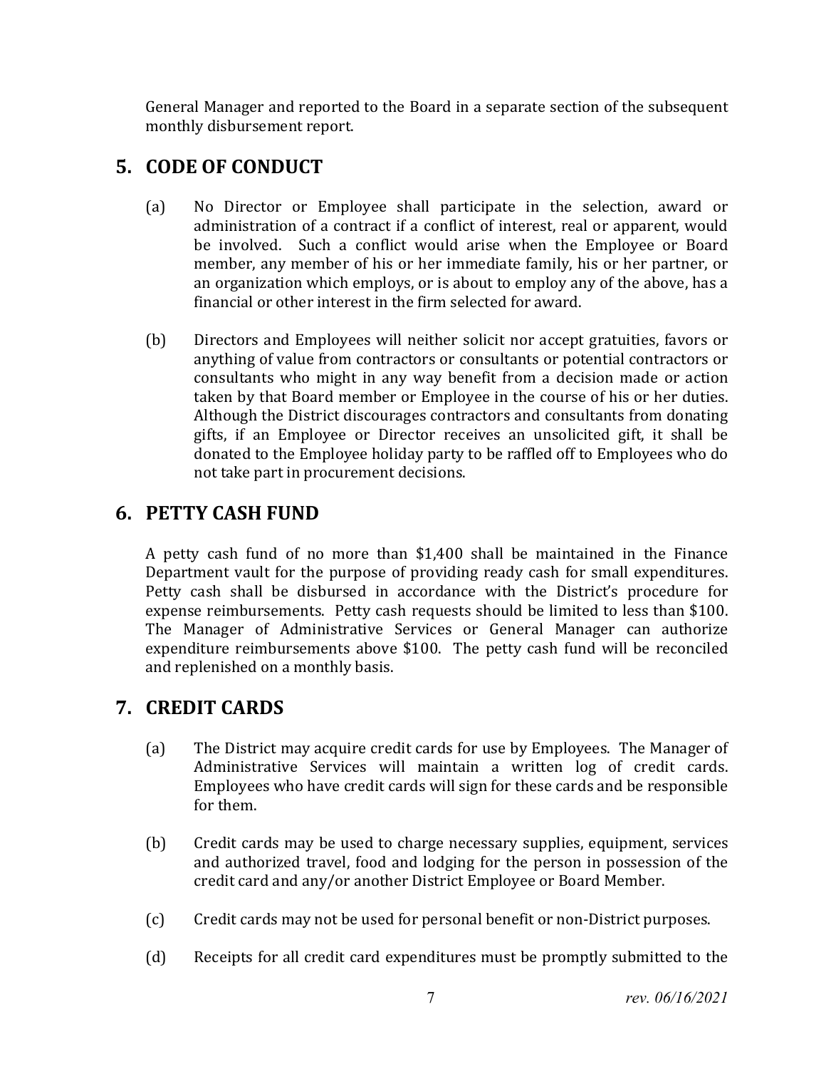General Manager and reported to the Board in a separate section of the subsequent monthly disbursement report.

## 5. CODE OF CONDUCT

(a) No Director or Employee shall participate in the selection, award or administration of a contract if a conflict of interest, real or apparent, would be involved. Such a conflict would arise when the Employee or Board member, any member of his or her immediate family, his or her partner, or an organization which employs, or is about to employ any of the above, has a financial or other interest in the firm selected for award.

(b) Directors and Employees will neither solicit nor accept gratuities, favors or anything of value from contractors or consultants or potential contractors or consultants who might in any way benefit from a decision made or action taken by that Board member or Employee in the course of his or her duties. Although the District discourages contractors and consultants from donating gifts, if an Employee or Director receives an unsolicited gift, it shall be donated to the Employee holiday party to be raffled off to Employees who do not take part in procurement decisions.

## 6. PETTY CASH FUND

A petty cash fund of no more than $1,400 shall be maintained in the Finance Department vault for the purpose of providing ready cash for small expenditures. Petty cash shall be disbursed in accordance with the District's procedure for expense reimbursements. Petty cash requests should be limited to less than $100. The Manager of Administrative Services or General Manager can authorize expenditure reimbursements above $100. The petty cash fund will be reconciled and replenished on a monthly basis.

## 7. CREDIT CARDS

(a) The District may acquire credit cards for use by Employees. The Manager of Administrative Services will maintain a written log of credit cards. Employees who have credit cards will sign for these cards and be responsible for them.

(b) Credit cards may be used to charge necessary supplies, equipment, services and authorized travel, food and lodging for the person in possession of the credit card and any/or another District Employee or Board Member.

(c) Credit cards may not be used for personal benefit or non-District purposes.

(d) Receipts for all credit card expenditures must be promptly submitted to the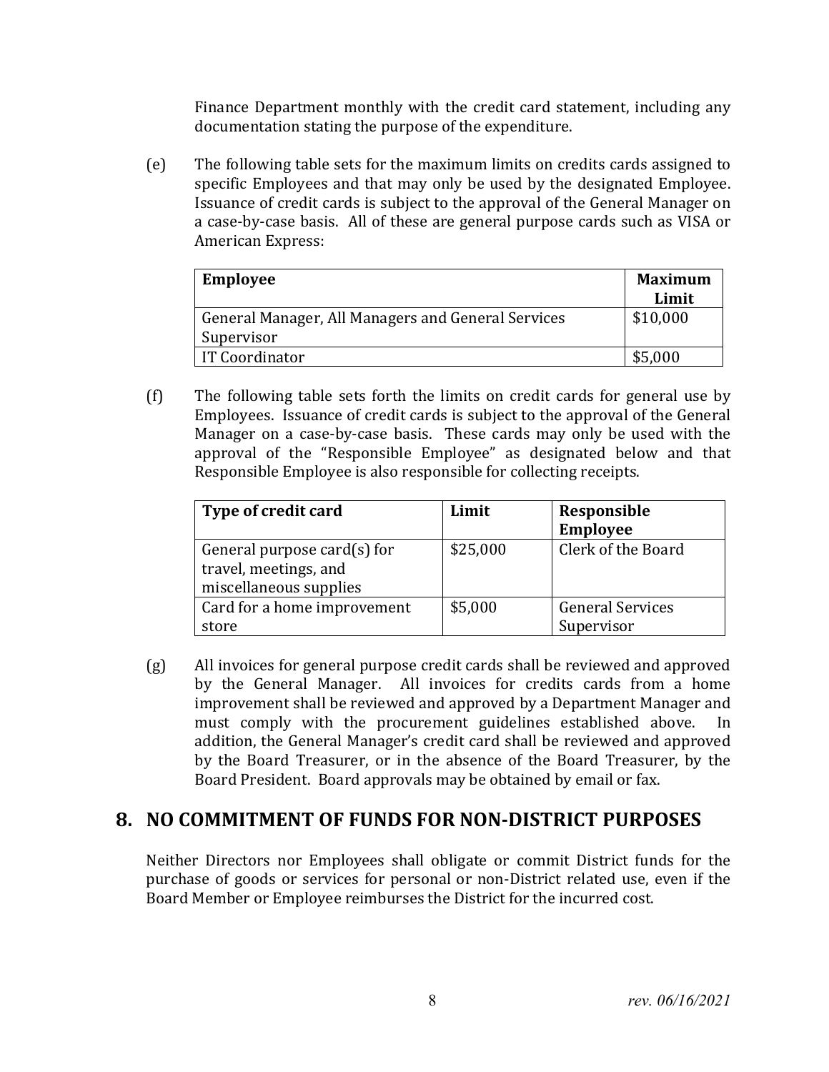Finance Department monthly with the credit card statement, including any documentation stating the purpose of the expenditure.

(e) The following table sets for the maximum limits on credits cards assigned to specific Employees and that may only be used by the designated Employee. Issuance of credit cards is subject to the approval of the General Manager on a case-by-case basis. All of these are general purpose cards such as VISA or American Express:

| Employee | Maximum Limit |
|---|---|
| General Manager, All Managers and General Services Supervisor | $10,000 |
| IT Coordinator | $5,000 |

(f) The following table sets forth the limits on credit cards for general use by Employees. Issuance of credit cards is subject to the approval of the General Manager on a case-by-case basis. These cards may only be used with the approval of the "Responsible Employee" as designated below and that Responsible Employee is also responsible for collecting receipts.

| Type of credit card | Limit | Responsible Employee |
|---|---|---|
| General purpose card(s) for travel, meetings, and miscellaneous supplies | $25,000 | Clerk of the Board |
| Card for a home improvement store | $5,000 | General Services Supervisor |

(g) All invoices for general purpose credit cards shall be reviewed and approved by the General Manager. All invoices for credits cards from a home improvement shall be reviewed and approved by a Department Manager and must comply with the procurement guidelines established above. In addition, the General Manager's credit card shall be reviewed and approved by the Board Treasurer, or in the absence of the Board Treasurer, by the Board President. Board approvals may be obtained by email or fax.

## 8. NO COMMITMENT OF FUNDS FOR NON-DISTRICT PURPOSES

Neither Directors nor Employees shall obligate or commit District funds for the purchase of goods or services for personal or non-District related use, even if the Board Member or Employee reimburses the District for the incurred cost.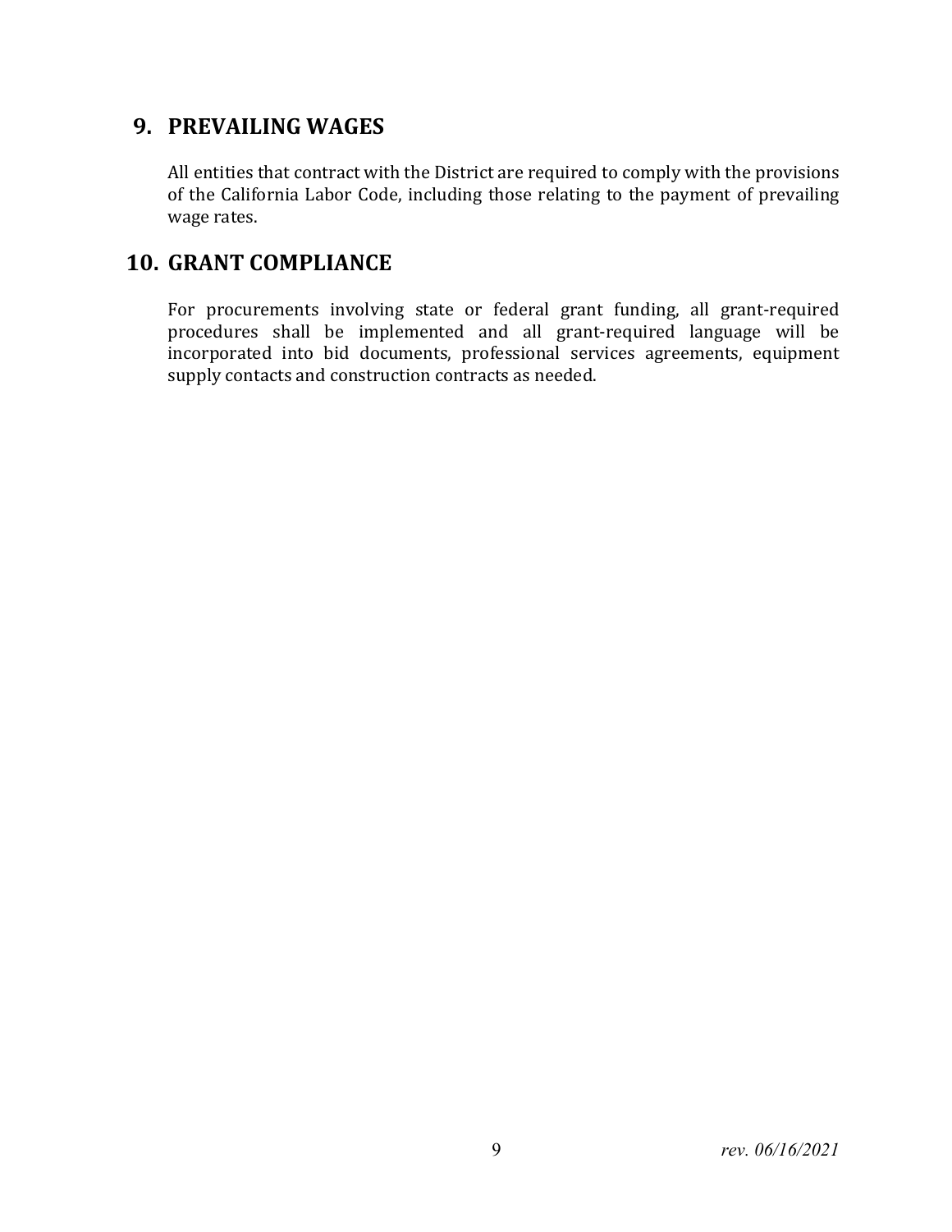## 9. PREVAILING WAGES

All entities that contract with the District are required to comply with the provisions of the California Labor Code, including those relating to the payment of prevailing wage rates.

## 10. GRANT COMPLIANCE

For procurements involving state or federal grant funding, all grant-required procedures shall be implemented and all grant-required language will be incorporated into bid documents, professional services agreements, equipment supply contacts and construction contracts as needed.